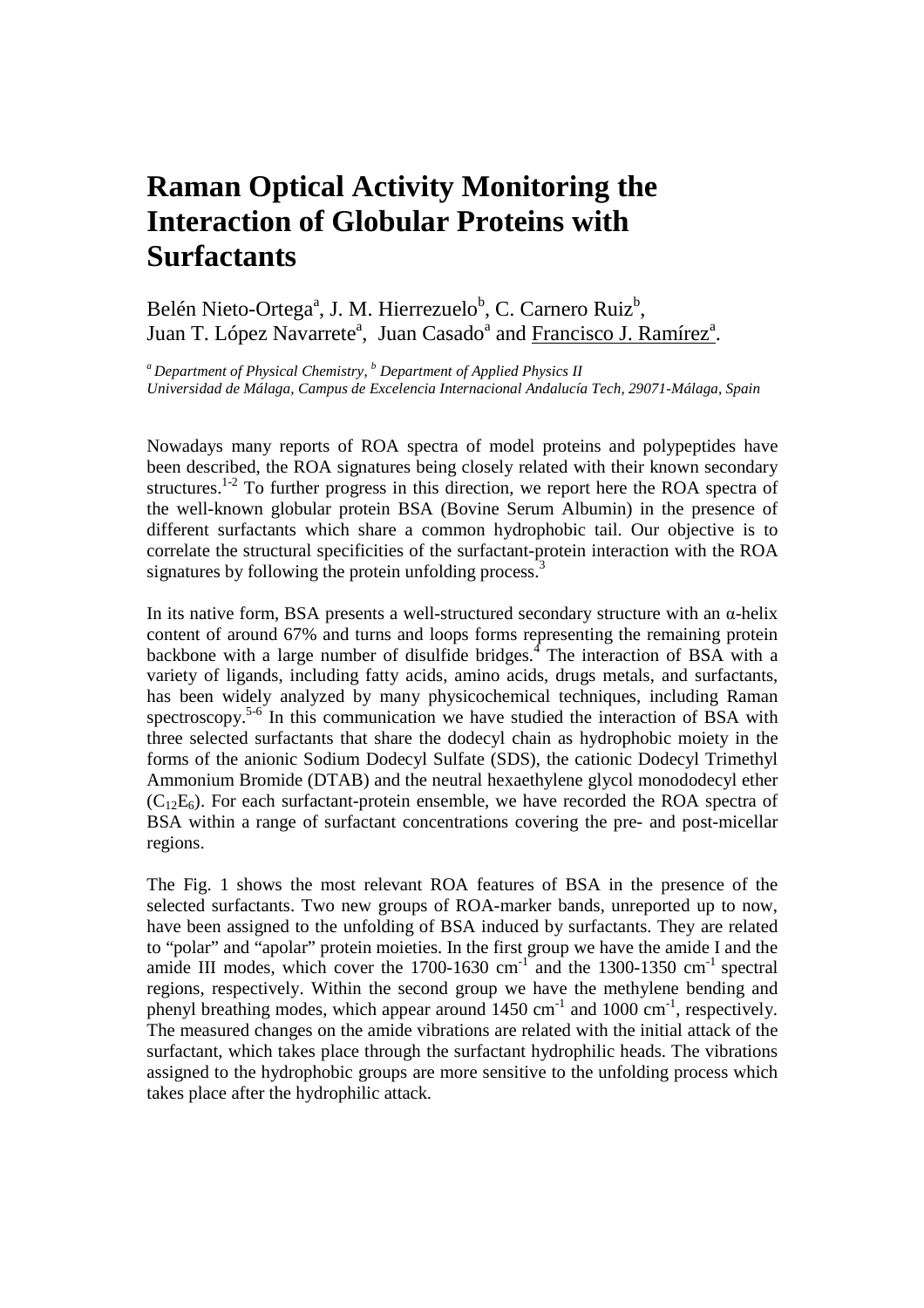# Raman Optical Activity Monitoring the Interaction of Globular Proteins with Surfactants

Belén Nieto-Ortega[a], J. M. Hierrezuelo[b], C. Carnero Ruiz[b], Juan T. López Navarrete[a], Juan Casado[a] and Francisco J. Ramírez[a].

*[a] Department of Physical Chemistry, [b] Department of Applied Physics II*
*Universidad de Málaga, Campus de Excelencia Internacional Andalucía Tech, 29071-Málaga, Spain*

Nowadays many reports of ROA spectra of model proteins and polypeptides have been described, the ROA signatures being closely related with their known secondary structures.[1-2] To further progress in this direction, we report here the ROA spectra of the well-known globular protein BSA (Bovine Serum Albumin) in the presence of different surfactants which share a common hydrophobic tail. Our objective is to correlate the structural specificities of the surfactant-protein interaction with the ROA signatures by following the protein unfolding process.[3]

In its native form, BSA presents a well-structured secondary structure with an α-helix content of around 67% and turns and loops forms representing the remaining protein backbone with a large number of disulfide bridges.[4] The interaction of BSA with a variety of ligands, including fatty acids, amino acids, drugs metals, and surfactants, has been widely analyzed by many physicochemical techniques, including Raman spectroscopy.[5-6] In this communication we have studied the interaction of BSA with three selected surfactants that share the dodecyl chain as hydrophobic moiety in the forms of the anionic Sodium Dodecyl Sulfate (SDS), the cationic Dodecyl Trimethyl Ammonium Bromide (DTAB) and the neutral hexaethylene glycol monododecyl ether ($C_{12}E_6$). For each surfactant-protein ensemble, we have recorded the ROA spectra of BSA within a range of surfactant concentrations covering the pre- and post-micellar regions.

The Fig. 1 shows the most relevant ROA features of BSA in the presence of the selected surfactants. Two new groups of ROA-marker bands, unreported up to now, have been assigned to the unfolding of BSA induced by surfactants. They are related to "polar" and "apolar" protein moieties. In the first group we have the amide I and the amide III modes, which cover the 1700-1630 $cm^{-1}$ and the 1300-1350 $cm^{-1}$ spectral regions, respectively. Within the second group we have the methylene bending and phenyl breathing modes, which appear around 1450 $cm^{-1}$ and 1000 $cm^{-1}$, respectively. The measured changes on the amide vibrations are related with the initial attack of the surfactant, which takes place through the surfactant hydrophilic heads. The vibrations assigned to the hydrophobic groups are more sensitive to the unfolding process which takes place after the hydrophilic attack.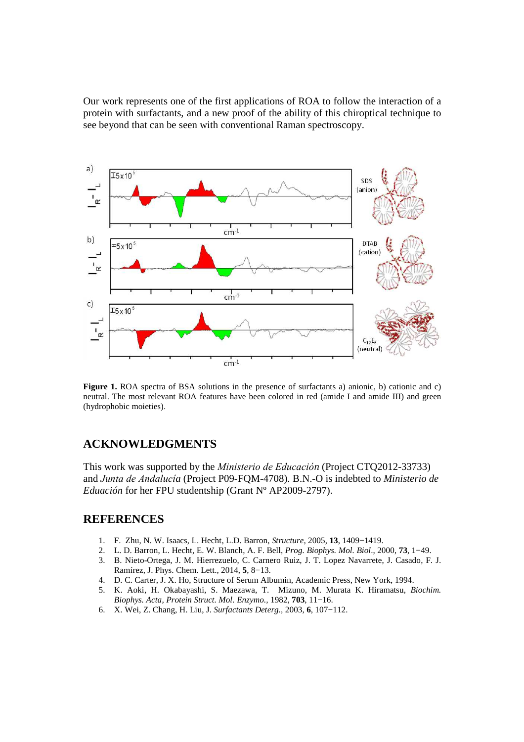Our work represents one of the first applications of ROA to follow the interaction of a protein with surfactants, and a new proof of the ability of this chiroptical technique to see beyond that can be seen with conventional Raman spectroscopy.

a)
$I_R - I_L$
5x10$^5$
cm$^{-1}$
SDS (anion)

b)
$I_R - I_L$
5x10$^5$
cm$^{-1}$
DTAB (cation)

c)
$I_R - I_L$
5x10$^5$
cm$^{-1}$
$C_{12}E_6$ (neutral)

**Figure 1.** ROA spectra of BSA solutions in the presence of surfactants a) anionic, b) cationic and c) neutral. The most relevant ROA features have been colored in red (amide I and amide III) and green (hydrophobic moieties).

## ACKNOWLEDGMENTS

This work was supported by the *Ministerio de Educación* (Project CTQ2012-33733) and *Junta de Andalucía* (Project P09-FQM-4708). B.N.-O is indebted to *Ministerio de Eduación* for her FPU studentship (Grant Nº AP2009-2797).

## REFERENCES

1. F. Zhu, N. W. Isaacs, L. Hecht, L.D. Barron, *Structure*, 2005, **13**, 1409−1419.
2. L. D. Barron, L. Hecht, E. W. Blanch, A. F. Bell, *Prog. Biophys. Mol. Biol*., 2000, **73**, 1−49.
3. B. Nieto-Ortega, J. M. Hierrezuelo, C. Carnero Ruiz, J. T. Lopez Navarrete, J. Casado, F. J. Ramírez, J. Phys. Chem. Lett., 2014, **5**, 8−13.
4. D. C. Carter, J. X. Ho, Structure of Serum Albumin, Academic Press, New York, 1994.
5. K. Aoki, H. Okabayashi, S. Maezawa, T. Mizuno, M. Murata K. Hiramatsu, *Biochim. Biophys. Acta, Protein Struct. Mol. Enzymo.*, 1982, **703**, 11−16.
6. X. Wei, Z. Chang, H. Liu, J. *Surfactants Deterg.*, 2003, **6**, 107−112.